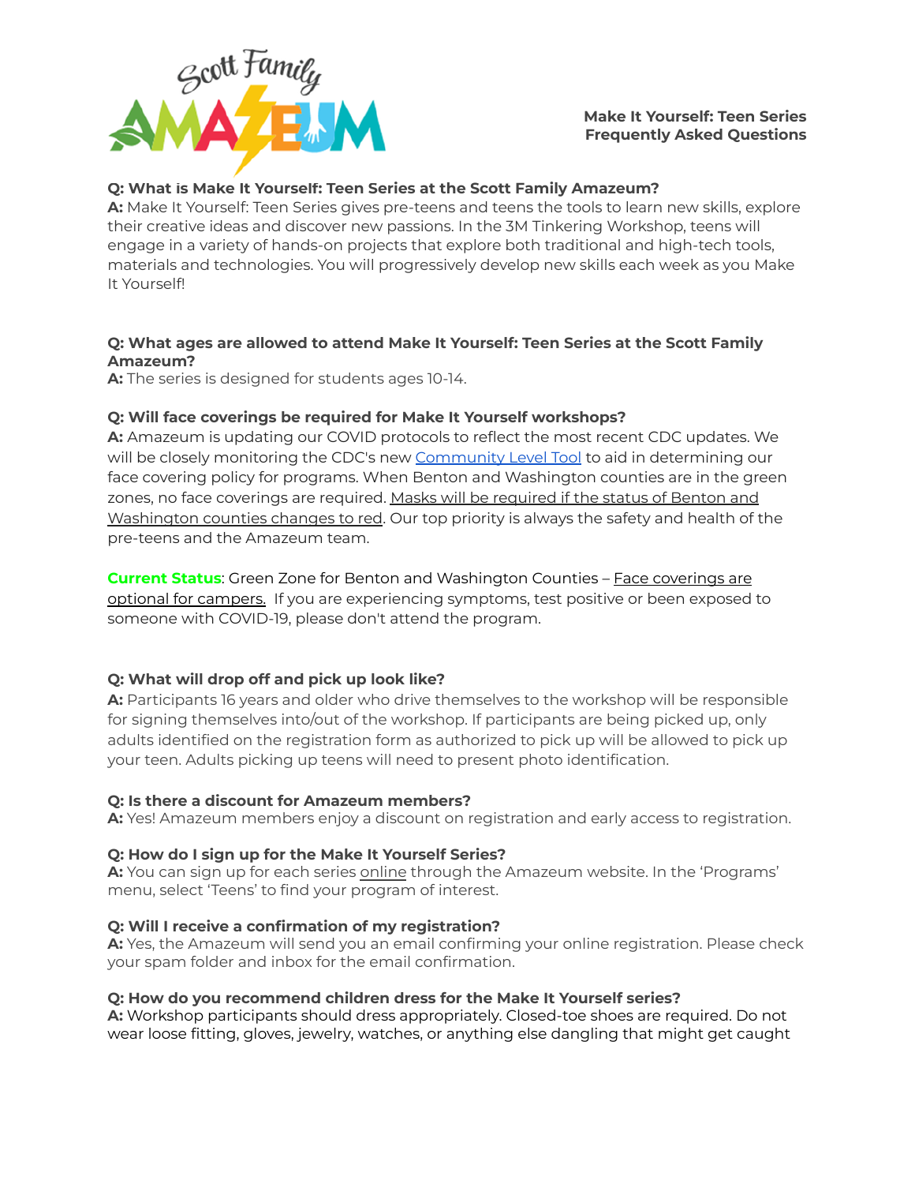# Make It Yourself: Teen Series Frequently Asked Questions

**Q: What is Make It Yourself: Teen Series at the Scott Family Amazeum?**
**A:** Make It Yourself: Teen Series gives pre-teens and teens the tools to learn new skills, explore their creative ideas and discover new passions. In the 3M Tinkering Workshop, teens will engage in a variety of hands-on projects that explore both traditional and high-tech tools, materials and technologies. You will progressively develop new skills each week as you Make It Yourself!

**Q: What ages are allowed to attend Make It Yourself: Teen Series at the Scott Family Amazeum?**
**A:** The series is designed for students ages 10-14.

**Q: Will face coverings be required for Make It Yourself workshops?**
**A:** Amazeum is updating our COVID protocols to reflect the most recent CDC updates. We will be closely monitoring the CDC's new Community Level Tool to aid in determining our face covering policy for programs. When Benton and Washington counties are in the green zones, no face coverings are required. Masks will be required if the status of Benton and Washington counties changes to red. Our top priority is always the safety and health of the pre-teens and the Amazeum team.

**Current Status**: Green Zone for Benton and Washington Counties – Face coverings are optional for campers. If you are experiencing symptoms, test positive or been exposed to someone with COVID-19, please don't attend the program.

**Q: What will drop off and pick up look like?**
**A:** Participants 16 years and older who drive themselves to the workshop will be responsible for signing themselves into/out of the workshop. If participants are being picked up, only adults identified on the registration form as authorized to pick up will be allowed to pick up your teen. Adults picking up teens will need to present photo identification.

**Q: Is there a discount for Amazeum members?**
**A:** Yes! Amazeum members enjoy a discount on registration and early access to registration.

**Q: How do I sign up for the Make It Yourself Series?**
**A:** You can sign up for each series online through the Amazeum website. In the 'Programs' menu, select 'Teens' to find your program of interest.

**Q: Will I receive a confirmation of my registration?**
**A:** Yes, the Amazeum will send you an email confirming your online registration. Please check your spam folder and inbox for the email confirmation.

**Q: How do you recommend children dress for the Make It Yourself series?**
**A:** Workshop participants should dress appropriately. Closed-toe shoes are required. Do not wear loose fitting, gloves, jewelry, watches, or anything else dangling that might get caught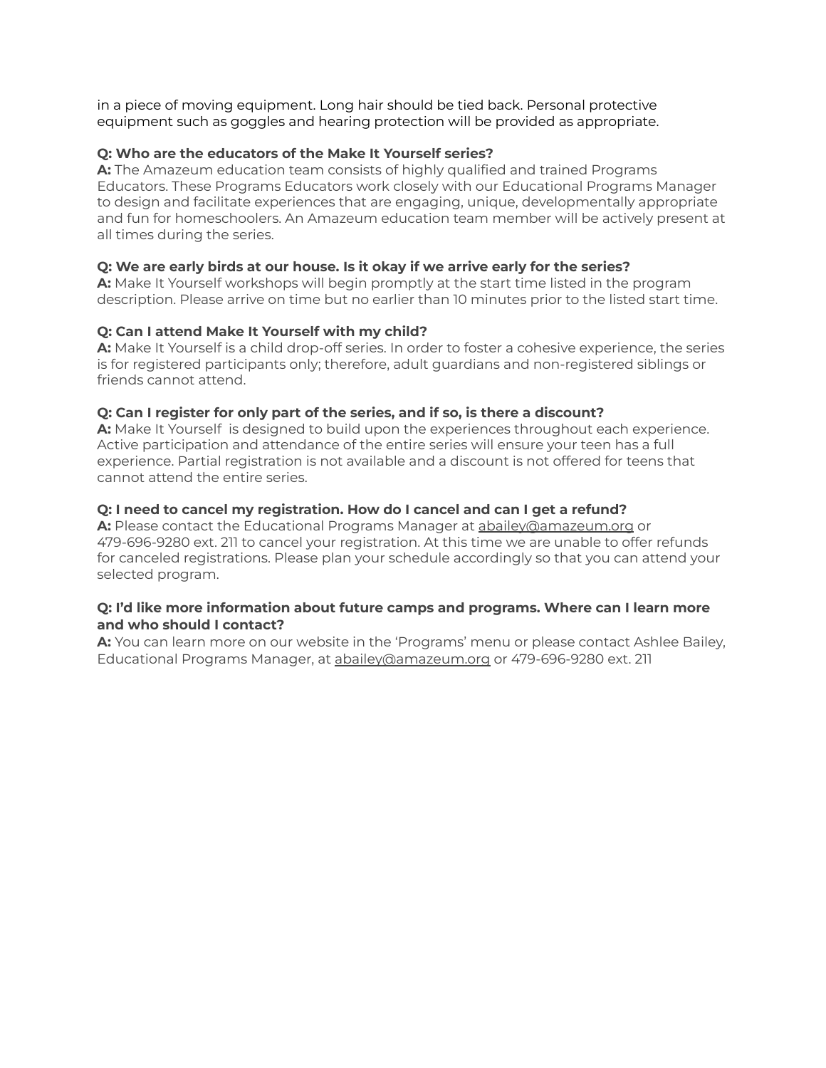in a piece of moving equipment. Long hair should be tied back. Personal protective equipment such as goggles and hearing protection will be provided as appropriate.

**Q: Who are the educators of the Make It Yourself series?**
**A:** The Amazeum education team consists of highly qualified and trained Programs Educators. These Programs Educators work closely with our Educational Programs Manager to design and facilitate experiences that are engaging, unique, developmentally appropriate and fun for homeschoolers. An Amazeum education team member will be actively present at all times during the series.

**Q: We are early birds at our house. Is it okay if we arrive early for the series?**
**A:** Make It Yourself workshops will begin promptly at the start time listed in the program description. Please arrive on time but no earlier than 10 minutes prior to the listed start time.

**Q: Can I attend Make It Yourself with my child?**
**A:** Make It Yourself is a child drop-off series. In order to foster a cohesive experience, the series is for registered participants only; therefore, adult guardians and non-registered siblings or friends cannot attend.

**Q: Can I register for only part of the series, and if so, is there a discount?**
**A:** Make It Yourself is designed to build upon the experiences throughout each experience. Active participation and attendance of the entire series will ensure your teen has a full experience. Partial registration is not available and a discount is not offered for teens that cannot attend the entire series.

**Q: I need to cancel my registration. How do I cancel and can I get a refund?**
**A:** Please contact the Educational Programs Manager at abailey@amazeum.org or 479-696-9280 ext. 211 to cancel your registration. At this time we are unable to offer refunds for canceled registrations. Please plan your schedule accordingly so that you can attend your selected program.

**Q: I'd like more information about future camps and programs. Where can I learn more and who should I contact?**
**A:** You can learn more on our website in the 'Programs' menu or please contact Ashlee Bailey, Educational Programs Manager, at abailey@amazeum.org or 479-696-9280 ext. 211